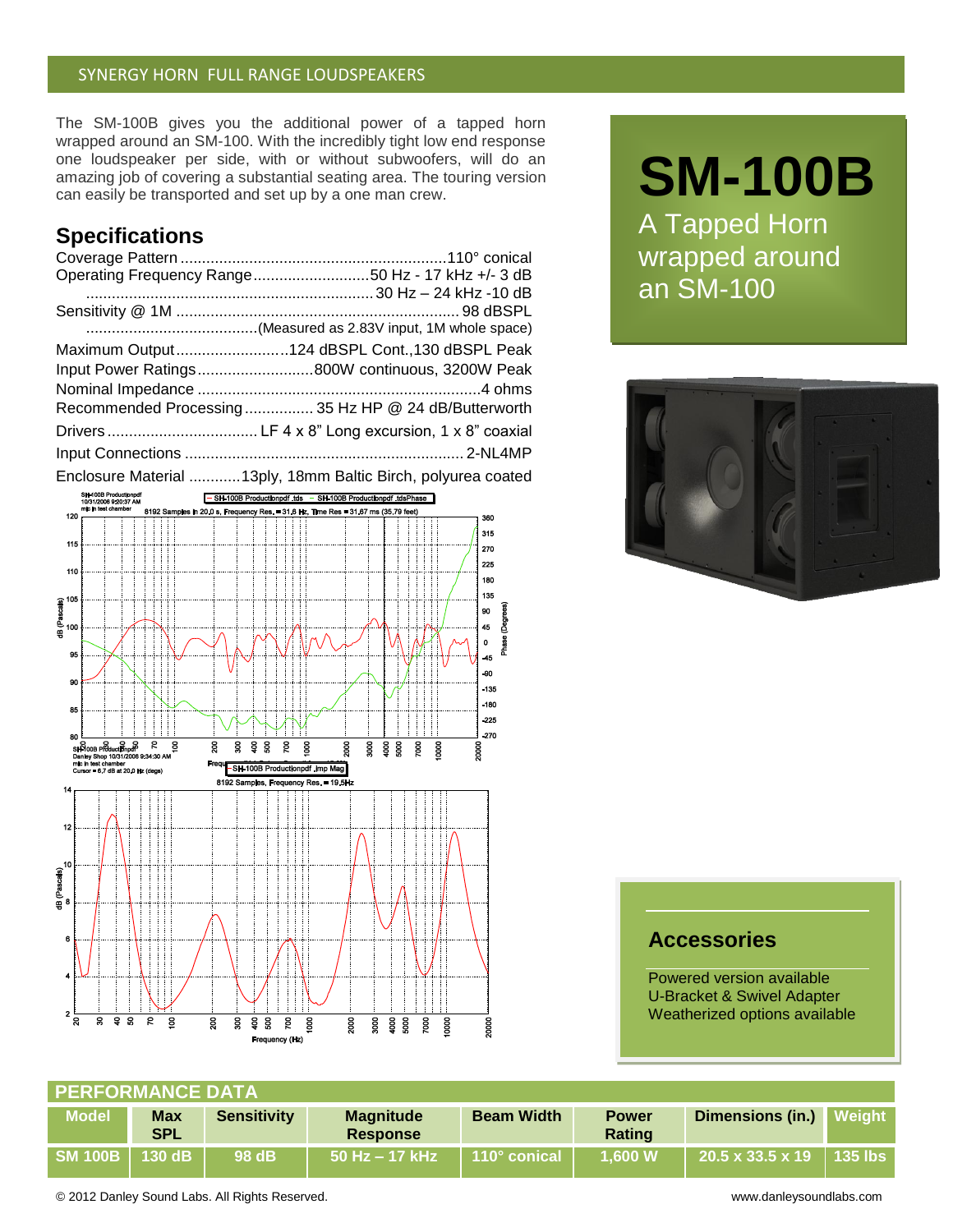SYNERGY HORN FULL RANGE LOUDSPEAKERS

# SM-100B

A Tapped Horn wrapped around an SM-100

The SM-100B gives you the additional power of a tapped horn wrapped around an SM-100. With the incredibly tight low end response one loudspeaker per side, with or without subwoofers, will do an amazing job of covering a substantial seating area. The touring version can easily be transported and set up by a one man crew.

## Specifications

Coverage Pattern .......... 110° conical

Operating Frequency Range .......... 50 Hz - 17 kHz +/- 3 dB
.......... 30 Hz – 24 kHz -10 dB

Sensitivity @ 1M .......... 98 dBSPL
.......... (Measured as 2.83V input, 1M whole space)

Maximum Output .......... 124 dBSPL Cont., 130 dBSPL Peak

Input Power Ratings .......... 800W continuous, 3200W Peak

Nominal Impedance .......... 4 ohms

Recommended Processing .......... 35 Hz HP @ 24 dB/Butterworth

Drivers .......... LF 4 x 8" Long excursion, 1 x 8" coaxial

Input Connections .......... 2-NL4MP

Enclosure Material .......... 13ply, 18mm Baltic Birch, polyurea coated

## Accessories

Powered version available
U-Bracket & Swivel Adapter
Weatherized options available

## PERFORMANCE DATA

| Model | Max SPL | Sensitivity | Magnitude Response | Beam Width | Power Rating | Dimensions (in.) | Weight |
|---|---|---|---|---|---|---|---|
| SM 100B | 130 dB | 98 dB | 50 Hz – 17 kHz | 110° conical | 1,600 W | 20.5 x 33.5 x 19 | 135 lbs |

© 2012 Danley Sound Labs. All Rights Reserved. www.danleysoundlabs.com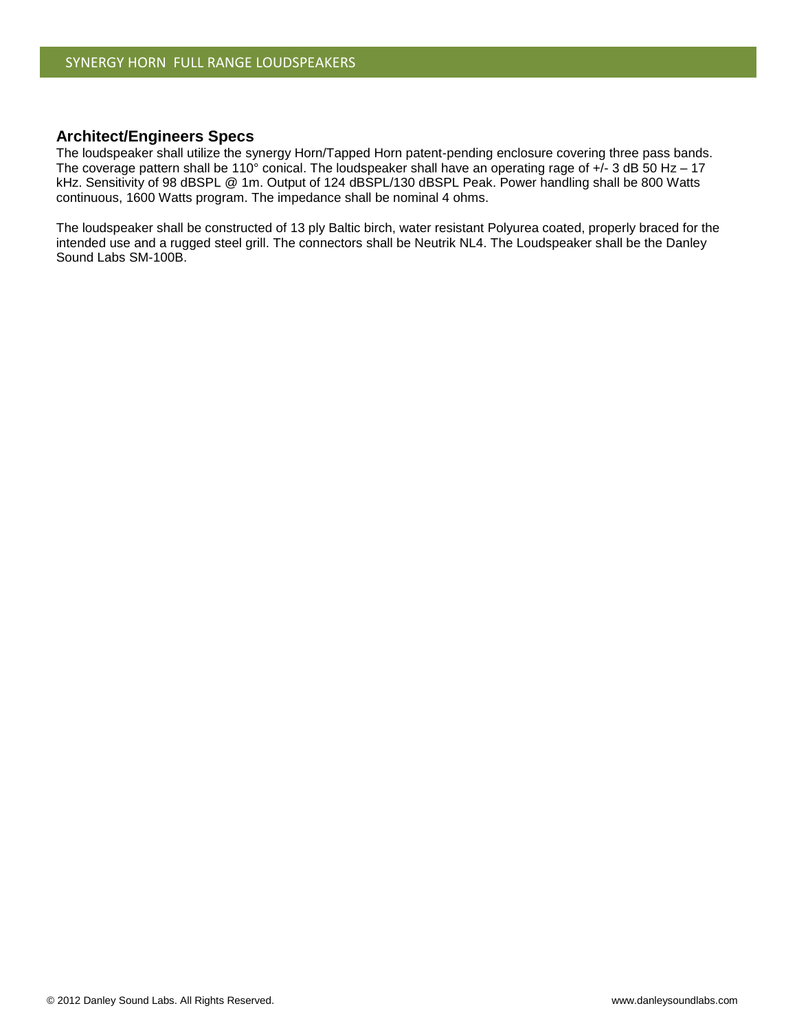## Architect/Engineers Specs

The loudspeaker shall utilize the synergy Horn/Tapped Horn patent-pending enclosure covering three pass bands. The coverage pattern shall be 110° conical. The loudspeaker shall have an operating rage of +/- 3 dB 50 Hz – 17 kHz. Sensitivity of 98 dBSPL @ 1m. Output of 124 dBSPL/130 dBSPL Peak. Power handling shall be 800 Watts continuous, 1600 Watts program. The impedance shall be nominal 4 ohms.

The loudspeaker shall be constructed of 13 ply Baltic birch, water resistant Polyurea coated, properly braced for the intended use and a rugged steel grill. The connectors shall be Neutrik NL4. The Loudspeaker shall be the Danley Sound Labs SM-100B.